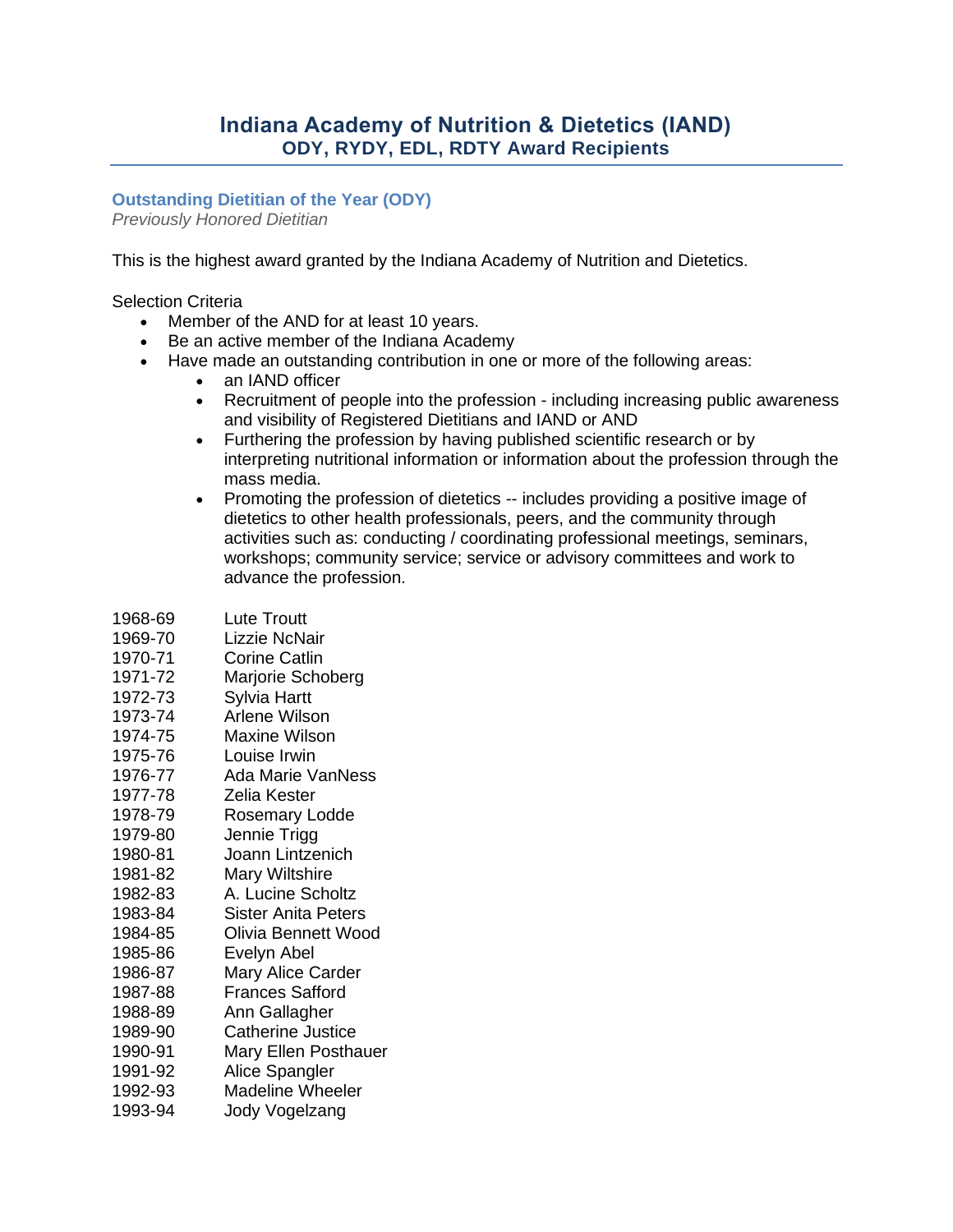# Indiana Academy of Nutrition & Dietetics (IAND)
## ODY, RYDY, EDL, RDTY Award Recipients

### Outstanding Dietitian of the Year (ODY)

*Previously Honored Dietitian*

This is the highest award granted by the Indiana Academy of Nutrition and Dietetics.

Selection Criteria

- Member of the AND for at least 10 years.
- Be an active member of the Indiana Academy
- Have made an outstanding contribution in one or more of the following areas:
    - an IAND officer
    - Recruitment of people into the profession - including increasing public awareness and visibility of Registered Dietitians and IAND or AND
    - Furthering the profession by having published scientific research or by interpreting nutritional information or information about the profession through the mass media.
    - Promoting the profession of dietetics -- includes providing a positive image of dietetics to other health professionals, peers, and the community through activities such as: conducting / coordinating professional meetings, seminars, workshops; community service; service or advisory committees and work to advance the profession.

| | |
|---|---|
| 1968-69 | Lute Troutt |
| 1969-70 | Lizzie NcNair |
| 1970-71 | Corine Catlin |
| 1971-72 | Marjorie Schoberg |
| 1972-73 | Sylvia Hartt |
| 1973-74 | Arlene Wilson |
| 1974-75 | Maxine Wilson |
| 1975-76 | Louise Irwin |
| 1976-77 | Ada Marie VanNess |
| 1977-78 | Zelia Kester |
| 1978-79 | Rosemary Lodde |
| 1979-80 | Jennie Trigg |
| 1980-81 | Joann Lintzenich |
| 1981-82 | Mary Wiltshire |
| 1982-83 | A. Lucine Scholtz |
| 1983-84 | Sister Anita Peters |
| 1984-85 | Olivia Bennett Wood |
| 1985-86 | Evelyn Abel |
| 1986-87 | Mary Alice Carder |
| 1987-88 | Frances Safford |
| 1988-89 | Ann Gallagher |
| 1989-90 | Catherine Justice |
| 1990-91 | Mary Ellen Posthauer |
| 1991-92 | Alice Spangler |
| 1992-93 | Madeline Wheeler |
| 1993-94 | Jody Vogelzang |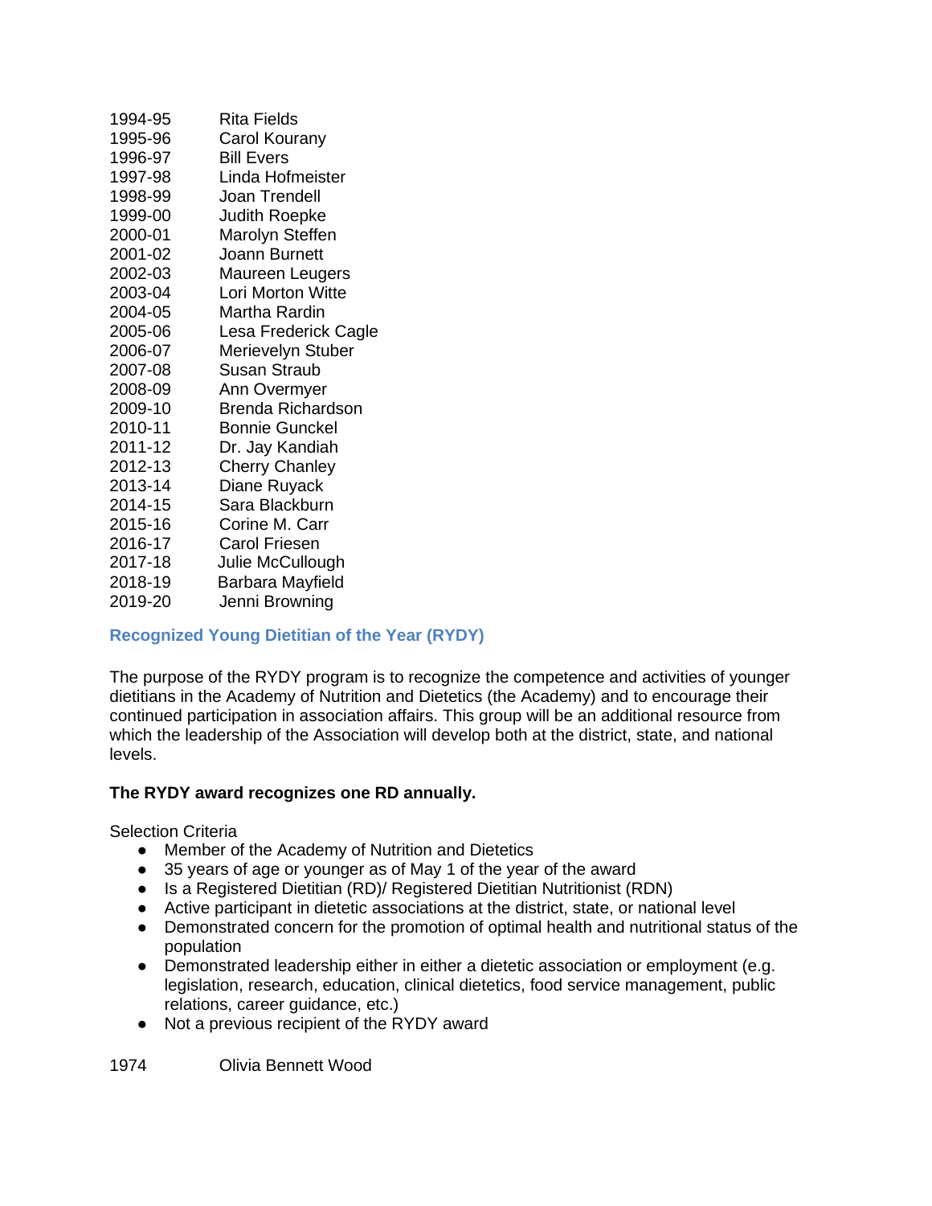| | |
|---|---|
| 1994-95 | Rita Fields |
| 1995-96 | Carol Kourany |
| 1996-97 | Bill Evers |
| 1997-98 | Linda Hofmeister |
| 1998-99 | Joan Trendell |
| 1999-00 | Judith Roepke |
| 2000-01 | Marolyn Steffen |
| 2001-02 | Joann Burnett |
| 2002-03 | Maureen Leugers |
| 2003-04 | Lori Morton Witte |
| 2004-05 | Martha Rardin |
| 2005-06 | Lesa Frederick Cagle |
| 2006-07 | Merievelyn Stuber |
| 2007-08 | Susan Straub |
| 2008-09 | Ann Overmyer |
| 2009-10 | Brenda Richardson |
| 2010-11 | Bonnie Gunckel |
| 2011-12 | Dr. Jay Kandiah |
| 2012-13 | Cherry Chanley |
| 2013-14 | Diane Ruyack |
| 2014-15 | Sara Blackburn |
| 2015-16 | Corine M. Carr |
| 2016-17 | Carol Friesen |
| 2017-18 | Julie McCullough |
| 2018-19 | Barbara Mayfield |
| 2019-20 | Jenni Browning |

## Recognized Young Dietitian of the Year (RYDY)

The purpose of the RYDY program is to recognize the competence and activities of younger dietitians in the Academy of Nutrition and Dietetics (the Academy) and to encourage their continued participation in association affairs. This group will be an additional resource from which the leadership of the Association will develop both at the district, state, and national levels.

**The RYDY award recognizes one RD annually.**

Selection Criteria

- Member of the Academy of Nutrition and Dietetics
- 35 years of age or younger as of May 1 of the year of the award
- Is a Registered Dietitian (RD)/ Registered Dietitian Nutritionist (RDN)
- Active participant in dietetic associations at the district, state, or national level
- Demonstrated concern for the promotion of optimal health and nutritional status of the population
- Demonstrated leadership either in either a dietetic association or employment (e.g. legislation, research, education, clinical dietetics, food service management, public relations, career guidance, etc.)
- Not a previous recipient of the RYDY award

| | |
|---|---|
| 1974 | Olivia Bennett Wood |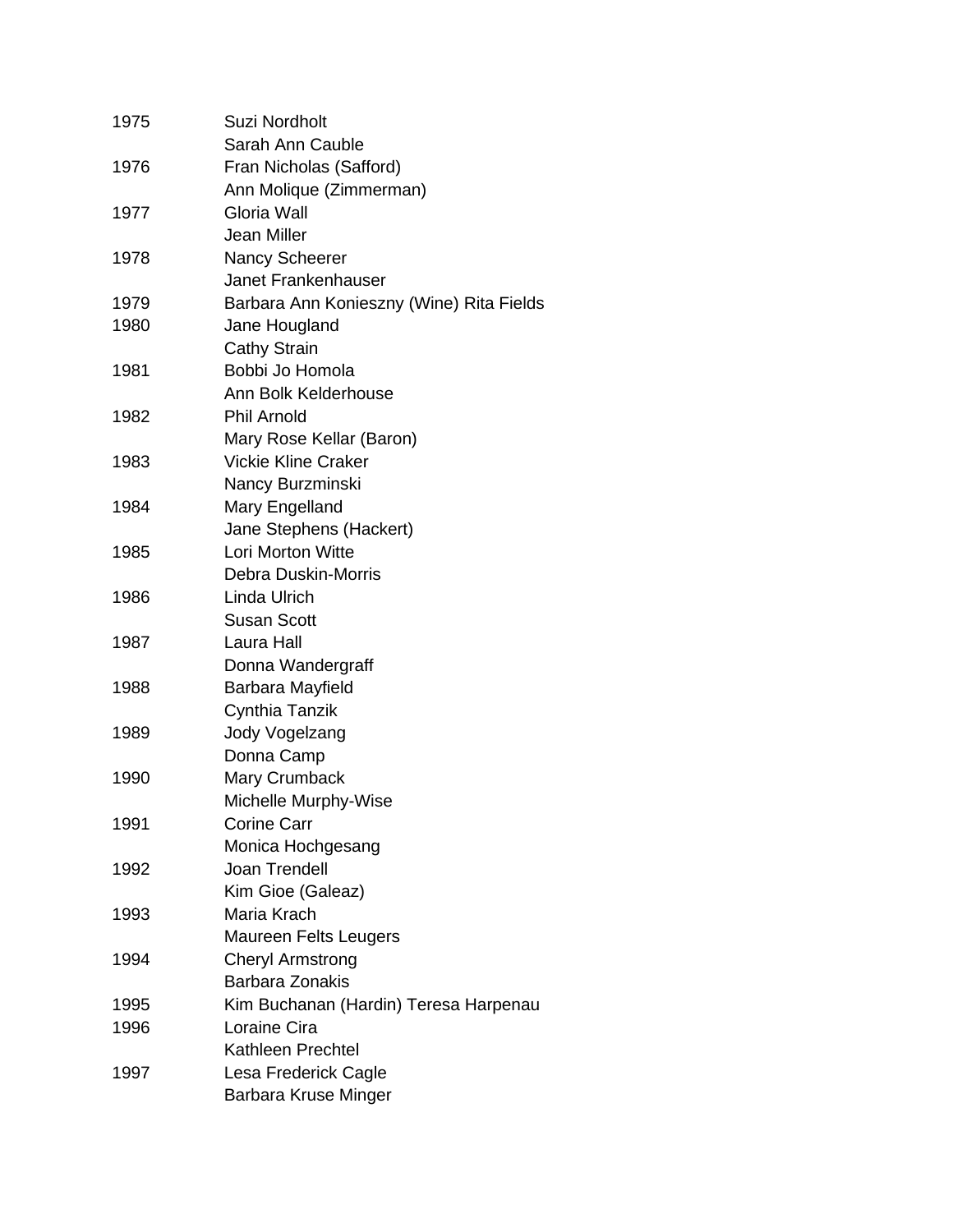| | |
|---|---|
| 1975 | Suzi Nordholt |
| | Sarah Ann Cauble |
| 1976 | Fran Nicholas (Safford) |
| | Ann Molique (Zimmerman) |
| 1977 | Gloria Wall |
| | Jean Miller |
| 1978 | Nancy Scheerer |
| | Janet Frankenhauser |
| 1979 | Barbara Ann Konieszny (Wine) Rita Fields |
| 1980 | Jane Hougland |
| | Cathy Strain |
| 1981 | Bobbi Jo Homola |
| | Ann Bolk Kelderhouse |
| 1982 | Phil Arnold |
| | Mary Rose Kellar (Baron) |
| 1983 | Vickie Kline Craker |
| | Nancy Burzminski |
| 1984 | Mary Engelland |
| | Jane Stephens (Hackert) |
| 1985 | Lori Morton Witte |
| | Debra Duskin-Morris |
| 1986 | Linda Ulrich |
| | Susan Scott |
| 1987 | Laura Hall |
| | Donna Wandergraff |
| 1988 | Barbara Mayfield |
| | Cynthia Tanzik |
| 1989 | Jody Vogelzang |
| | Donna Camp |
| 1990 | Mary Crumback |
| | Michelle Murphy-Wise |
| 1991 | Corine Carr |
| | Monica Hochgesang |
| 1992 | Joan Trendell |
| | Kim Gioe (Galeaz) |
| 1993 | Maria Krach |
| | Maureen Felts Leugers |
| 1994 | Cheryl Armstrong |
| | Barbara Zonakis |
| 1995 | Kim Buchanan (Hardin) Teresa Harpenau |
| 1996 | Loraine Cira |
| | Kathleen Prechtel |
| 1997 | Lesa Frederick Cagle |
| | Barbara Kruse Minger |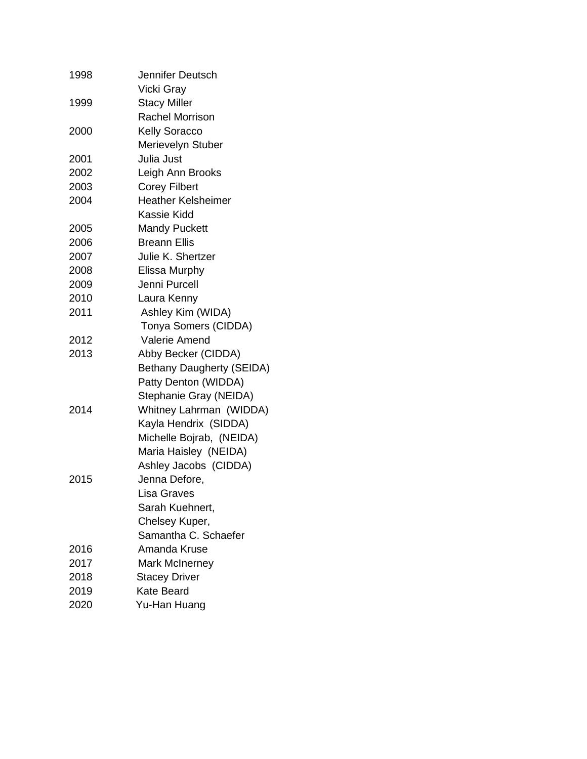| | |
|---|---|
| 1998 | Jennifer Deutsch |
| | Vicki Gray |
| 1999 | Stacy Miller |
| | Rachel Morrison |
| 2000 | Kelly Soracco |
| | Merievelyn Stuber |
| 2001 | Julia Just |
| 2002 | Leigh Ann Brooks |
| 2003 | Corey Filbert |
| 2004 | Heather Kelsheimer |
| | Kassie Kidd |
| 2005 | Mandy Puckett |
| 2006 | Breann Ellis |
| 2007 | Julie K. Shertzer |
| 2008 | Elissa Murphy |
| 2009 | Jenni Purcell |
| 2010 | Laura Kenny |
| 2011 | Ashley Kim (WIDA) |
| | Tonya Somers (CIDDA) |
| 2012 | Valerie Amend |
| 2013 | Abby Becker (CIDDA) |
| | Bethany Daugherty (SEIDA) |
| | Patty Denton (WIDDA) |
| | Stephanie Gray (NEIDA) |
| 2014 | Whitney Lahrman (WIDDA) |
| | Kayla Hendrix (SIDDA) |
| | Michelle Bojrab, (NEIDA) |
| | Maria Haisley (NEIDA) |
| | Ashley Jacobs (CIDDA) |
| 2015 | Jenna Defore, |
| | Lisa Graves |
| | Sarah Kuehnert, |
| | Chelsey Kuper, |
| | Samantha C. Schaefer |
| 2016 | Amanda Kruse |
| 2017 | Mark McInerney |
| 2018 | Stacey Driver |
| 2019 | Kate Beard |
| 2020 | Yu-Han Huang |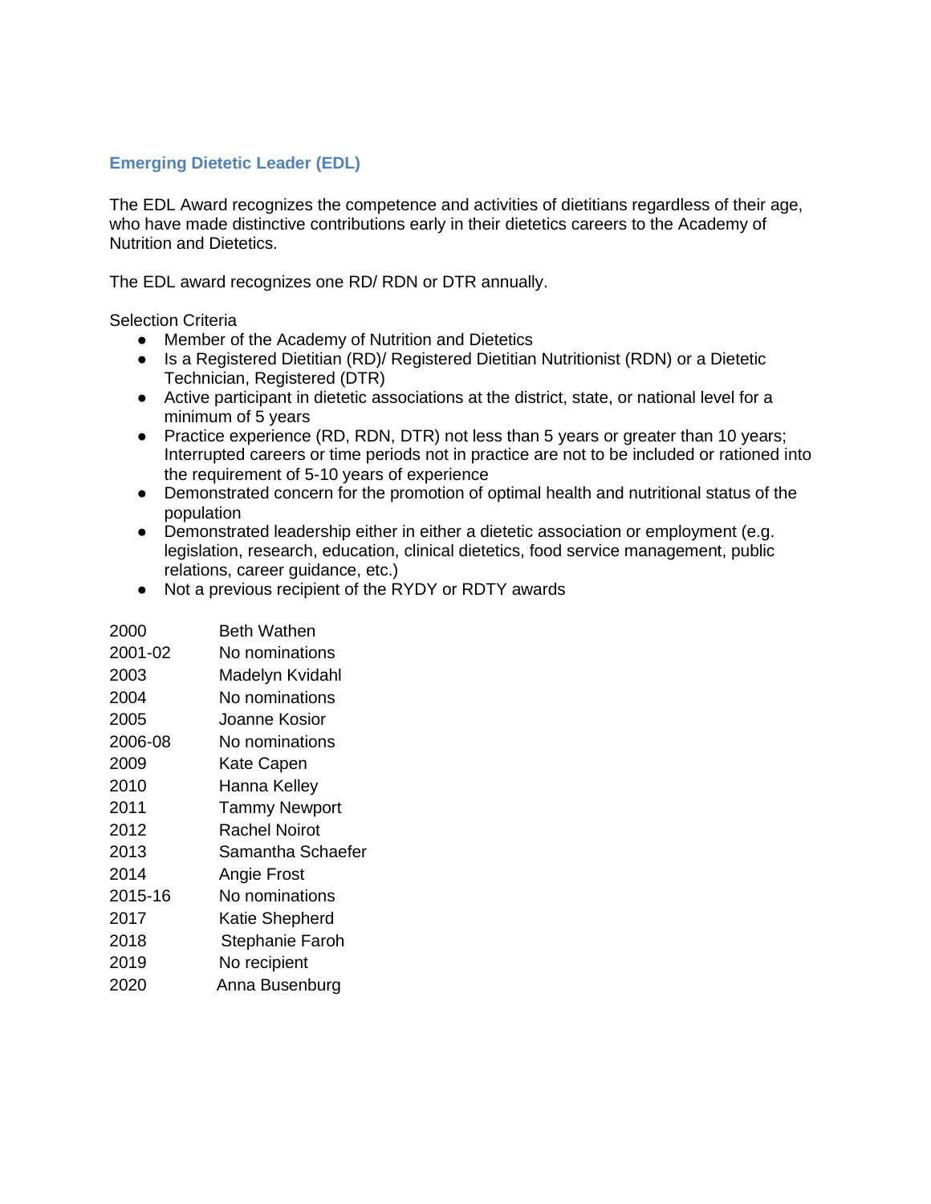## Emerging Dietetic Leader (EDL)

The EDL Award recognizes the competence and activities of dietitians regardless of their age, who have made distinctive contributions early in their dietetics careers to the Academy of Nutrition and Dietetics.

The EDL award recognizes one RD/ RDN or DTR annually.

Selection Criteria

- Member of the Academy of Nutrition and Dietetics
- Is a Registered Dietitian (RD)/ Registered Dietitian Nutritionist (RDN) or a Dietetic Technician, Registered (DTR)
- Active participant in dietetic associations at the district, state, or national level for a minimum of 5 years
- Practice experience (RD, RDN, DTR) not less than 5 years or greater than 10 years; Interrupted careers or time periods not in practice are not to be included or rationed into the requirement of 5-10 years of experience
- Demonstrated concern for the promotion of optimal health and nutritional status of the population
- Demonstrated leadership either in either a dietetic association or employment (e.g. legislation, research, education, clinical dietetics, food service management, public relations, career guidance, etc.)
- Not a previous recipient of the RYDY or RDTY awards

| | |
|---|---|
| 2000 | Beth Wathen |
| 2001-02 | No nominations |
| 2003 | Madelyn Kvidahl |
| 2004 | No nominations |
| 2005 | Joanne Kosior |
| 2006-08 | No nominations |
| 2009 | Kate Capen |
| 2010 | Hanna Kelley |
| 2011 | Tammy Newport |
| 2012 | Rachel Noirot |
| 2013 | Samantha Schaefer |
| 2014 | Angie Frost |
| 2015-16 | No nominations |
| 2017 | Katie Shepherd |
| 2018 | Stephanie Faroh |
| 2019 | No recipient |
| 2020 | Anna Busenburg |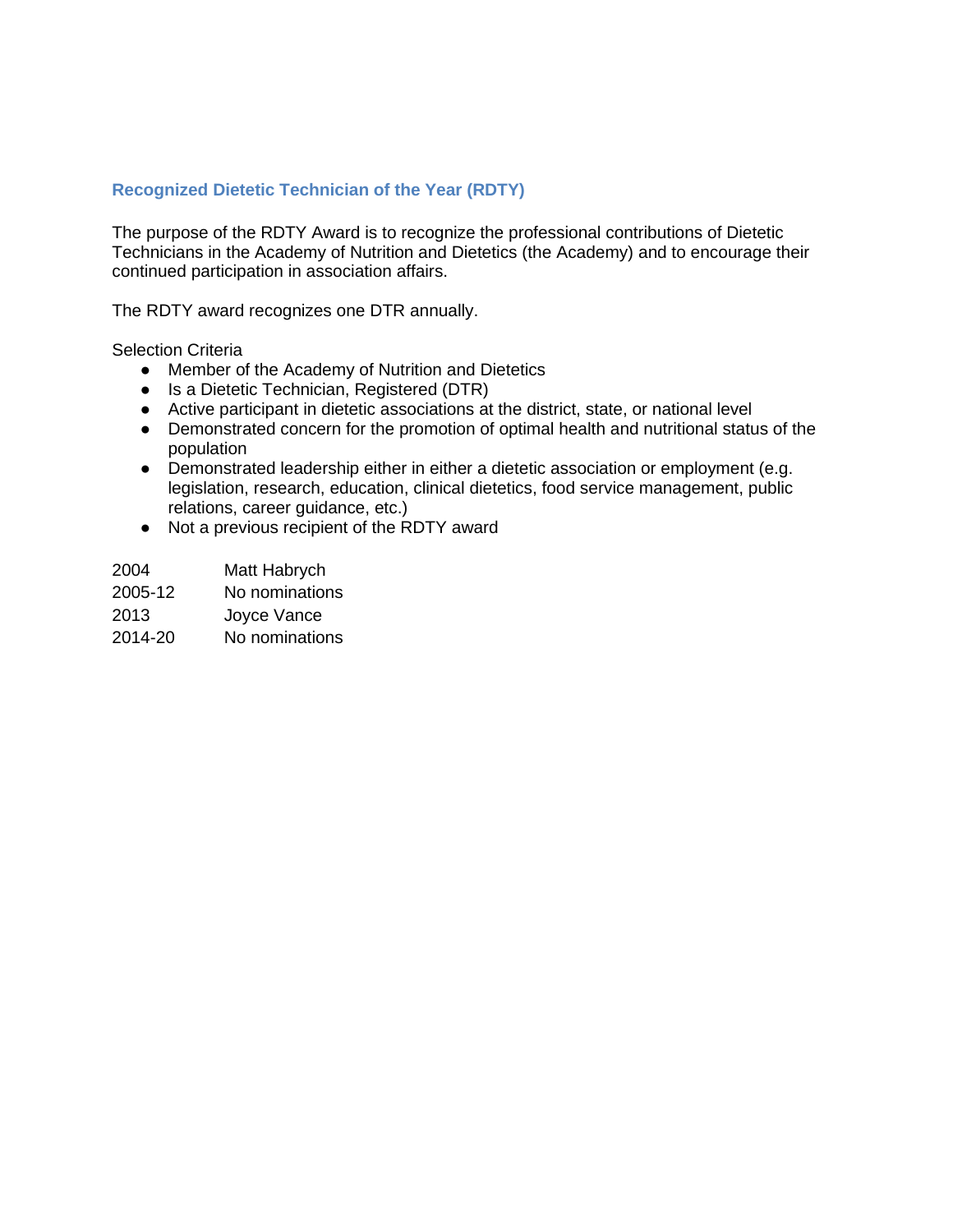## Recognized Dietetic Technician of the Year (RDTY)

The purpose of the RDTY Award is to recognize the professional contributions of Dietetic Technicians in the Academy of Nutrition and Dietetics (the Academy) and to encourage their continued participation in association affairs.

The RDTY award recognizes one DTR annually.

Selection Criteria

- Member of the Academy of Nutrition and Dietetics
- Is a Dietetic Technician, Registered (DTR)
- Active participant in dietetic associations at the district, state, or national level
- Demonstrated concern for the promotion of optimal health and nutritional status of the population
- Demonstrated leadership either in either a dietetic association or employment (e.g. legislation, research, education, clinical dietetics, food service management, public relations, career guidance, etc.)
- Not a previous recipient of the RDTY award

| | |
|---|---|
| 2004 | Matt Habrych |
| 2005-12 | No nominations |
| 2013 | Joyce Vance |
| 2014-20 | No nominations |